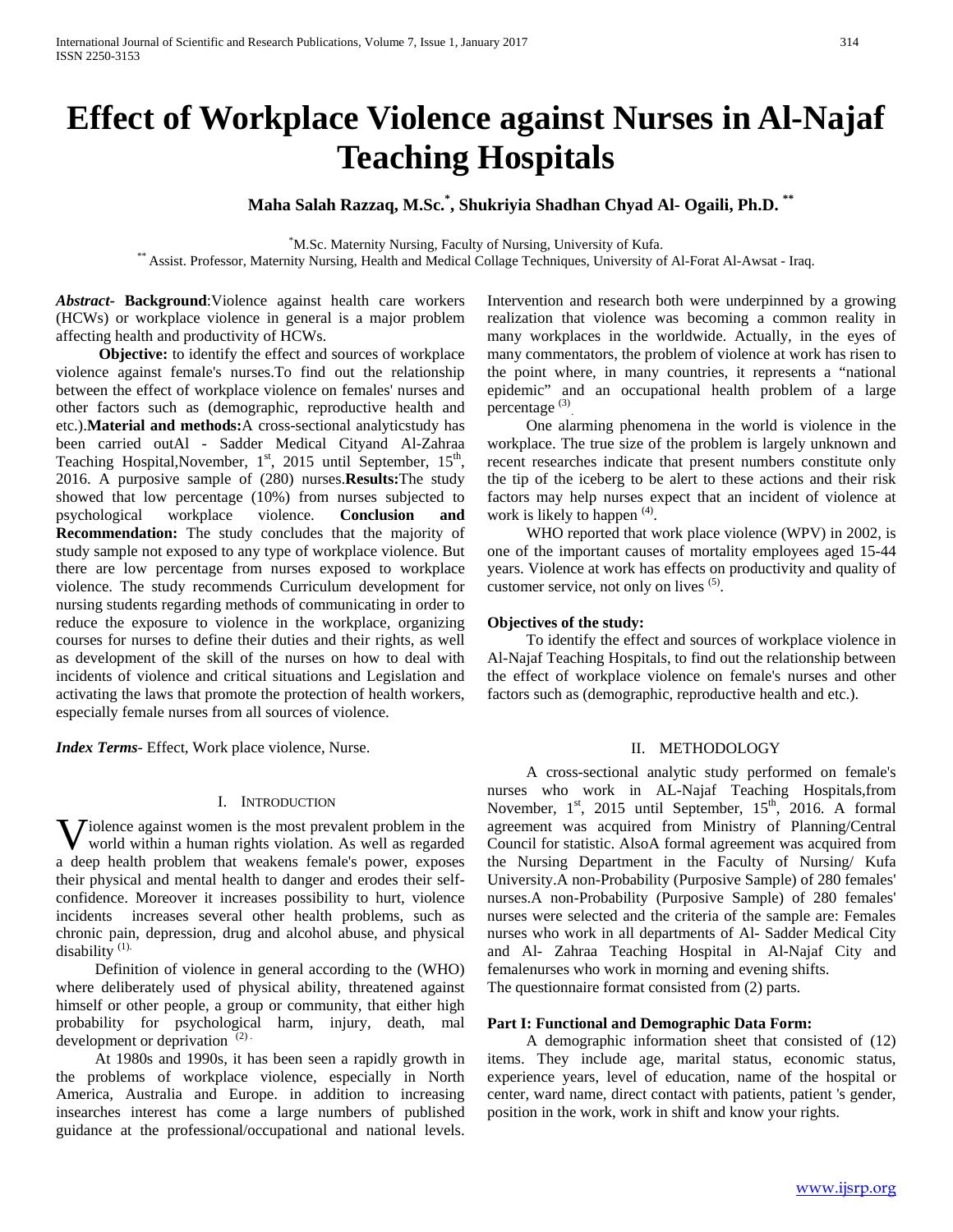# Effect of Workplace Violence against Nurses in Al-Najaf Teaching Hospitals

**Maha Salah Razzaq, M.Sc.[*], Shukriyia Shadhan Chyad Al- Ogaili, Ph.D. [**]**

[*]M.Sc. Maternity Nursing, Faculty of Nursing, University of Kufa.
[**] Assist. Professor, Maternity Nursing, Health and Medical Collage Techniques, University of Al-Forat Al-Awsat - Iraq.

***Abstract*- Background**:Violence against health care workers (HCWs) or workplace violence in general is a major problem affecting health and productivity of HCWs.

**Objective:** to identify the effect and sources of workplace violence against female's nurses.To find out the relationship between the effect of workplace violence on females' nurses and other factors such as (demographic, reproductive health and etc.).**Material and methods:**A cross-sectional analyticstudy has been carried outAl - Sadder Medical Cityand Al-Zahraa Teaching Hospital,November, 1st, 2015 until September, 15th, 2016. A purposive sample of (280) nurses.**Results:**The study showed that low percentage (10%) from nurses subjected to psychological workplace violence. **Conclusion and Recommendation:** The study concludes that the majority of study sample not exposed to any type of workplace violence. But there are low percentage from nurses exposed to workplace violence. The study recommends Curriculum development for nursing students regarding methods of communicating in order to reduce the exposure to violence in the workplace, organizing courses for nurses to define their duties and their rights, as well as development of the skill of the nurses on how to deal with incidents of violence and critical situations and Legislation and activating the laws that promote the protection of health workers, especially female nurses from all sources of violence.

***Index Terms*-** Effect, Work place violence, Nurse.

## I. Introduction

Violence against women is the most prevalent problem in the world within a human rights violation. As well as regarded a deep health problem that weakens female's power, exposes their physical and mental health to danger and erodes their self-confidence. Moreover it increases possibility to hurt, violence incidents increases several other health problems, such as chronic pain, depression, drug and alcohol abuse, and physical disability [1].

Definition of violence in general according to the (WHO) where deliberately used of physical ability, threatened against himself or other people, a group or community, that either high probability for psychological harm, injury, death, mal development or deprivation [2].

At 1980s and 1990s, it has been seen a rapidly growth in the problems of workplace violence, especially in North America, Australia and Europe. in addition to increasing insearches interest has come a large numbers of published guidance at the professional/occupational and national levels. Intervention and research both were underpinned by a growing realization that violence was becoming a common reality in many workplaces in the worldwide. Actually, in the eyes of many commentators, the problem of violence at work has risen to the point where, in many countries, it represents a "national epidemic" and an occupational health problem of a large percentage [3].

One alarming phenomena in the world is violence in the workplace. The true size of the problem is largely unknown and recent researches indicate that present numbers constitute only the tip of the iceberg to be alert to these actions and their risk factors may help nurses expect that an incident of violence at work is likely to happen [4].

WHO reported that work place violence (WPV) in 2002, is one of the important causes of mortality employees aged 15-44 years. Violence at work has effects on productivity and quality of customer service, not only on lives [5].

**Objectives of the study:**

To identify the effect and sources of workplace violence in Al-Najaf Teaching Hospitals, to find out the relationship between the effect of workplace violence on female's nurses and other factors such as (demographic, reproductive health and etc.).

## II. Methodology

A cross-sectional analytic study performed on female's nurses who work in AL-Najaf Teaching Hospitals,from November, 1st, 2015 until September, 15th, 2016. A formal agreement was acquired from Ministry of Planning/Central Council for statistic. AlsoA formal agreement was acquired from the Nursing Department in the Faculty of Nursing/ Kufa University.A non-Probability (Purposive Sample) of 280 females' nurses.A non-Probability (Purposive Sample) of 280 females' nurses were selected and the criteria of the sample are: Females nurses who work in all departments of Al- Sadder Medical City and Al- Zahraa Teaching Hospital in Al-Najaf City and femalenurses who work in morning and evening shifts.
The questionnaire format consisted from (2) parts.

**Part I: Functional and Demographic Data Form:**

A demographic information sheet that consisted of (12) items. They include age, marital status, economic status, experience years, level of education, name of the hospital or center, ward name, direct contact with patients, patient 's gender, position in the work, work in shift and know your rights.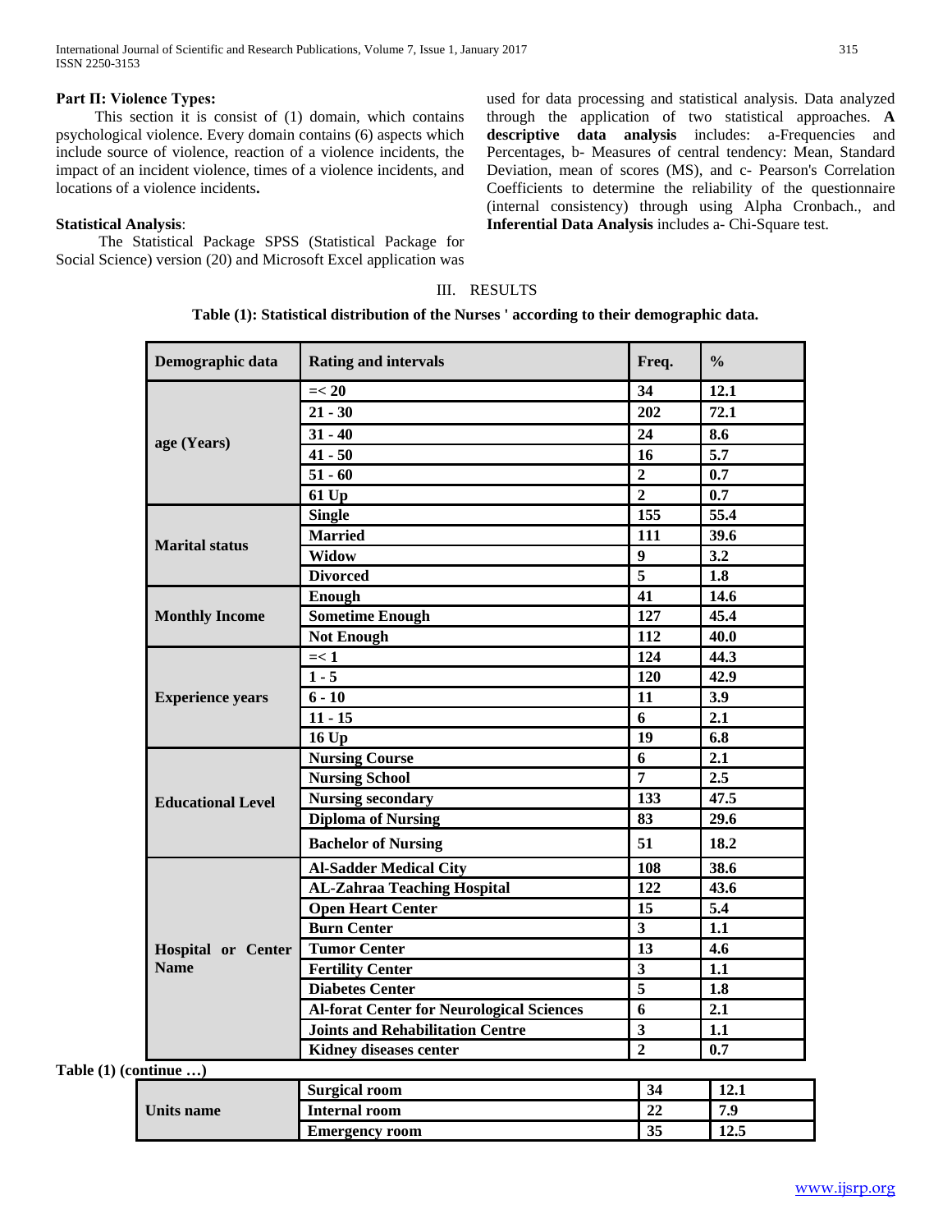**Part II: Violence Types:**

This section it is consist of (1) domain, which contains psychological violence. Every domain contains (6) aspects which include source of violence, reaction of a violence incidents, the impact of an incident violence, times of a violence incidents, and locations of a violence incidents**.**

**Statistical Analysis**:

The Statistical Package SPSS (Statistical Package for Social Science) version (20) and Microsoft Excel application was used for data processing and statistical analysis. Data analyzed through the application of two statistical approaches. **A descriptive data analysis** includes: a-Frequencies and Percentages, b- Measures of central tendency: Mean, Standard Deviation, mean of scores (MS), and c- Pearson's Correlation Coefficients to determine the reliability of the questionnaire (internal consistency) through using Alpha Cronbach., and **Inferential Data Analysis** includes a- Chi-Square test.

## III. RESULTS

**Table (1): Statistical distribution of the Nurses ' according to their demographic data.**

| Demographic data | Rating and intervals | Freq. | % |
|---|---|---|---|
| age (Years) | =< 20 | 34 | 12.1 |
| | 21 - 30 | 202 | 72.1 |
| | 31 - 40 | 24 | 8.6 |
| | 41 - 50 | 16 | 5.7 |
| | 51 - 60 | 2 | 0.7 |
| | 61 Up | 2 | 0.7 |
| Marital status | Single | 155 | 55.4 |
| | Married | 111 | 39.6 |
| | Widow | 9 | 3.2 |
| | Divorced | 5 | 1.8 |
| Monthly Income | Enough | 41 | 14.6 |
| | Sometime Enough | 127 | 45.4 |
| | Not Enough | 112 | 40.0 |
| Experience years | =< 1 | 124 | 44.3 |
| | 1 - 5 | 120 | 42.9 |
| | 6 - 10 | 11 | 3.9 |
| | 11 - 15 | 6 | 2.1 |
| | 16 Up | 19 | 6.8 |
| Educational Level | Nursing Course | 6 | 2.1 |
| | Nursing School | 7 | 2.5 |
| | Nursing secondary | 133 | 47.5 |
| | Diploma of Nursing | 83 | 29.6 |
| | Bachelor of Nursing | 51 | 18.2 |
| Hospital or Center Name | Al-Sadder Medical City | 108 | 38.6 |
| | AL-Zahraa Teaching Hospital | 122 | 43.6 |
| | Open Heart Center | 15 | 5.4 |
| | Burn Center | 3 | 1.1 |
| | Tumor Center | 13 | 4.6 |
| | Fertility Center | 3 | 1.1 |
| | Diabetes Center | 5 | 1.8 |
| | Al-forat Center for Neurological Sciences | 6 | 2.1 |
| | Joints and Rehabilitation Centre | 3 | 1.1 |
| | Kidney diseases center | 2 | 0.7 |

**Table (1) (continue …)**

| | | | |
|---|---|---|---|
| Units name | Surgical room | 34 | 12.1 |
| | Internal room | 22 | 7.9 |
| | Emergency room | 35 | 12.5 |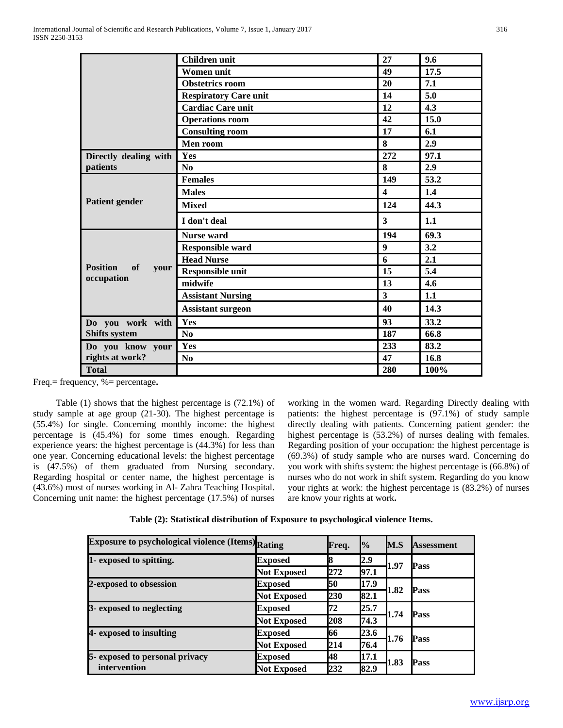| | | | |
|---|---|---|---|
| | **Children unit** | **27** | **9.6** |
| | **Women unit** | **49** | **17.5** |
| | **Obstetrics room** | **20** | **7.1** |
| | **Respiratory Care unit** | **14** | **5.0** |
| | **Cardiac Care unit** | **12** | **4.3** |
| | **Operations room** | **42** | **15.0** |
| | **Consulting room** | **17** | **6.1** |
| | **Men room** | **8** | **2.9** |
| **Directly dealing with patients** | **Yes** | **272** | **97.1** |
| | **No** | **8** | **2.9** |
| **Patient gender** | **Females** | **149** | **53.2** |
| | **Males** | **4** | **1.4** |
| | **Mixed** | **124** | **44.3** |
| | **I don't deal** | **3** | **1.1** |
| **Position of your occupation** | **Nurse ward** | **194** | **69.3** |
| | **Responsible ward** | **9** | **3.2** |
| | **Head Nurse** | **6** | **2.1** |
| | **Responsible unit** | **15** | **5.4** |
| | **midwife** | **13** | **4.6** |
| | **Assistant Nursing** | **3** | **1.1** |
| | **Assistant surgeon** | **40** | **14.3** |
| **Do you work with Shifts system** | **Yes** | **93** | **33.2** |
| | **No** | **187** | **66.8** |
| **Do you know your rights at work?** | **Yes** | **233** | **83.2** |
| | **No** | **47** | **16.8** |
| **Total** | | **280** | **100%** |

Freq.= frequency, %= percentage**.**

Table (1) shows that the highest percentage is (72.1%) of study sample at age group (21-30). The highest percentage is (55.4%) for single. Concerning monthly income: the highest percentage is (45.4%) for some times enough. Regarding experience years: the highest percentage is (44.3%) for less than one year. Concerning educational levels: the highest percentage is (47.5%) of them graduated from Nursing secondary. Regarding hospital or center name, the highest percentage is (43.6%) most of nurses working in Al- Zahra Teaching Hospital. Concerning unit name: the highest percentage (17.5%) of nurses working in the women ward. Regarding Directly dealing with patients: the highest percentage is (97.1%) of study sample directly dealing with patients. Concerning patient gender: the highest percentage is (53.2%) of nurses dealing with females. Regarding position of your occupation: the highest percentage is (69.3%) of study sample who are nurses ward. Concerning do you work with shifts system: the highest percentage is (66.8%) of nurses who do not work in shift system. Regarding do you know your rights at work: the highest percentage is (83.2%) of nurses are know your rights at work**.**

**Table (2): Statistical distribution of Exposure to psychological violence Items.**

| Exposure to psychological violence (Items) | Rating | Freq. | % | M.S | Assessment |
|---|---|---|---|---|---|
| 1- exposed to spitting. | Exposed | 8 | 2.9 | 1.97 | Pass |
| | Not Exposed | 272 | 97.1 | | |
| 2-exposed to obsession | Exposed | 50 | 17.9 | 1.82 | Pass |
| | Not Exposed | 230 | 82.1 | | |
| 3- exposed to neglecting | Exposed | 72 | 25.7 | 1.74 | Pass |
| | Not Exposed | 208 | 74.3 | | |
| 4- exposed to insulting | Exposed | 66 | 23.6 | 1.76 | Pass |
| | Not Exposed | 214 | 76.4 | | |
| 5- exposed to personal privacy intervention | Exposed | 48 | 17.1 | 1.83 | Pass |
| | Not Exposed | 232 | 82.9 | | |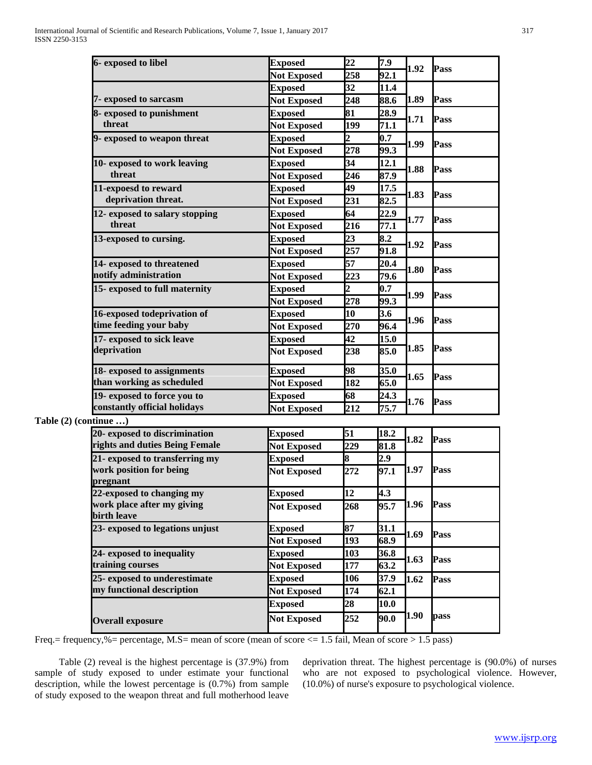| Items | | Freq. | % | M.S | |
|---|---|---|---|---|---|
| 6- exposed to libel | Exposed | 22 | 7.9 | 1.92 | Pass |
| | Not Exposed | 258 | 92.1 | | |
| 7- exposed to sarcasm | Exposed | 32 | 11.4 | 1.89 | Pass |
| | Not Exposed | 248 | 88.6 | | |
| 8- exposed to punishment threat | Exposed | 81 | 28.9 | 1.71 | Pass |
| | Not Exposed | 199 | 71.1 | | |
| 9- exposed to weapon threat | Exposed | 2 | 0.7 | 1.99 | Pass |
| | Not Exposed | 278 | 99.3 | | |
| 10- exposed to work leaving threat | Exposed | 34 | 12.1 | 1.88 | Pass |
| | Not Exposed | 246 | 87.9 | | |
| 11-expoesd to reward deprivation threat. | Exposed | 49 | 17.5 | 1.83 | Pass |
| | Not Exposed | 231 | 82.5 | | |
| 12- exposed to salary stopping threat | Exposed | 64 | 22.9 | 1.77 | Pass |
| | Not Exposed | 216 | 77.1 | | |
| 13-exposed to cursing. | Exposed | 23 | 8.2 | 1.92 | Pass |
| | Not Exposed | 257 | 91.8 | | |
| 14- exposed to threatened notify administration | Exposed | 57 | 20.4 | 1.80 | Pass |
| | Not Exposed | 223 | 79.6 | | |
| 15- exposed to full maternity | Exposed | 2 | 0.7 | 1.99 | Pass |
| | Not Exposed | 278 | 99.3 | | |
| 16-exposed todeprivation of time feeding your baby | Exposed | 10 | 3.6 | 1.96 | Pass |
| | Not Exposed | 270 | 96.4 | | |
| 17- exposed to sick leave deprivation | Exposed | 42 | 15.0 | 1.85 | Pass |
| | Not Exposed | 238 | 85.0 | | |
| 18- exposed to assignments than working as scheduled | Exposed | 98 | 35.0 | 1.65 | Pass |
| | Not Exposed | 182 | 65.0 | | |
| 19- exposed to force you to constantly official holidays | Exposed | 68 | 24.3 | 1.76 | Pass |
| | Not Exposed | 212 | 75.7 | | |

**Table (2) (continue …)**

| Items | | Freq. | % | M.S | |
|---|---|---|---|---|---|
| 20- exposed to discrimination rights and duties Being Female | Exposed | 51 | 18.2 | 1.82 | Pass |
| | Not Exposed | 229 | 81.8 | | |
| 21- exposed to transferring my work position for being pregnant | Exposed | 8 | 2.9 | 1.97 | Pass |
| | Not Exposed | 272 | 97.1 | | |
| 22-exposed to changing my work place after my giving birth leave | Exposed | 12 | 4.3 | 1.96 | Pass |
| | Not Exposed | 268 | 95.7 | | |
| 23- exposed to legations unjust | Exposed | 87 | 31.1 | 1.69 | Pass |
| | Not Exposed | 193 | 68.9 | | |
| 24- exposed to inequality training courses | Exposed | 103 | 36.8 | 1.63 | Pass |
| | Not Exposed | 177 | 63.2 | | |
| 25- exposed to underestimate my functional description | Exposed | 106 | 37.9 | 1.62 | Pass |
| | Not Exposed | 174 | 62.1 | | |
| Overall exposure | Exposed | 28 | 10.0 | 1.90 | pass |
| | Not Exposed | 252 | 90.0 | | |

Freq.= frequency,%= percentage, M.S= mean of score (mean of score <= 1.5 fail, Mean of score > 1.5 pass)

Table (2) reveal is the highest percentage is (37.9%) from sample of study exposed to under estimate your functional description, while the lowest percentage is (0.7%) from sample of study exposed to the weapon threat and full motherhood leave deprivation threat. The highest percentage is (90.0%) of nurses who are not exposed to psychological violence. However, (10.0%) of nurse's exposure to psychological violence.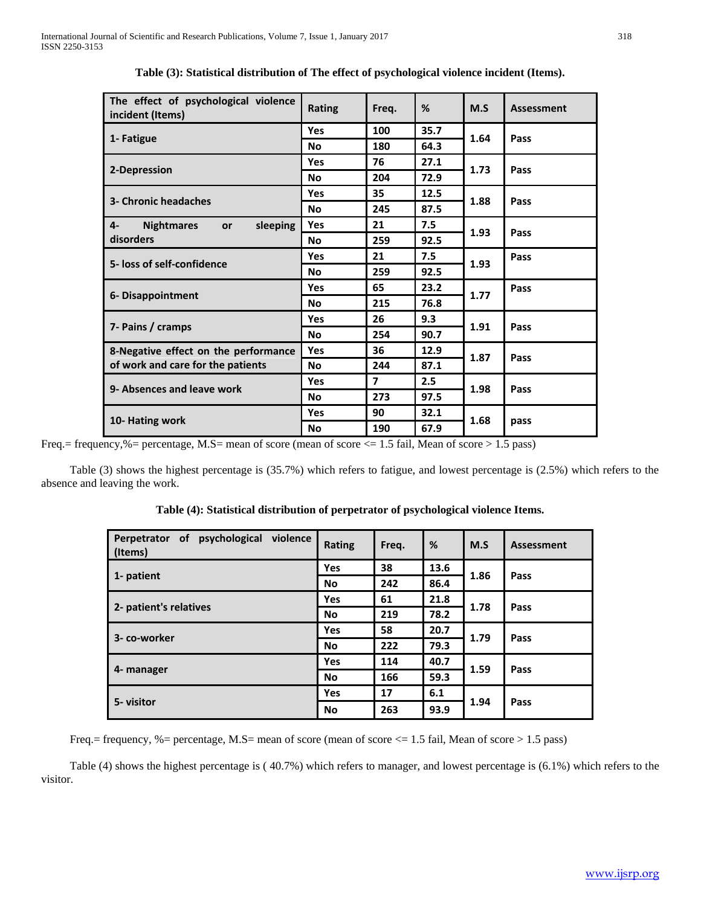**Table (3): Statistical distribution of The effect of psychological violence incident (Items).**

| The effect of psychological violence incident (Items) | Rating | Freq. | % | M.S | Assessment |
|---|---|---|---|---|---|
| 1- Fatigue | Yes | 100 | 35.7 | 1.64 | Pass |
| | No | 180 | 64.3 | | |
| 2-Depression | Yes | 76 | 27.1 | 1.73 | Pass |
| | No | 204 | 72.9 | | |
| 3- Chronic headaches | Yes | 35 | 12.5 | 1.88 | Pass |
| | No | 245 | 87.5 | | |
| 4- Nightmares or sleeping disorders | Yes | 21 | 7.5 | 1.93 | Pass |
| | No | 259 | 92.5 | | |
| 5- loss of self-confidence | Yes | 21 | 7.5 | 1.93 | Pass |
| | No | 259 | 92.5 | | |
| 6- Disappointment | Yes | 65 | 23.2 | 1.77 | Pass |
| | No | 215 | 76.8 | | |
| 7- Pains / cramps | Yes | 26 | 9.3 | 1.91 | Pass |
| | No | 254 | 90.7 | | |
| 8-Negative effect on the performance of work and care for the patients | Yes | 36 | 12.9 | 1.87 | Pass |
| | No | 244 | 87.1 | | |
| 9- Absences and leave work | Yes | 7 | 2.5 | 1.98 | Pass |
| | No | 273 | 97.5 | | |
| 10- Hating work | Yes | 90 | 32.1 | 1.68 | pass |
| | No | 190 | 67.9 | | |

Freq.= frequency,%= percentage, M.S= mean of score (mean of score <= 1.5 fail, Mean of score > 1.5 pass)

Table (3) shows the highest percentage is (35.7%) which refers to fatigue, and lowest percentage is (2.5%) which refers to the absence and leaving the work.

**Table (4): Statistical distribution of perpetrator of psychological violence Items.**

| Perpetrator of psychological violence (Items) | Rating | Freq. | % | M.S | Assessment |
|---|---|---|---|---|---|
| 1- patient | Yes | 38 | 13.6 | 1.86 | Pass |
| | No | 242 | 86.4 | | |
| 2- patient's relatives | Yes | 61 | 21.8 | 1.78 | Pass |
| | No | 219 | 78.2 | | |
| 3- co-worker | Yes | 58 | 20.7 | 1.79 | Pass |
| | No | 222 | 79.3 | | |
| 4- manager | Yes | 114 | 40.7 | 1.59 | Pass |
| | No | 166 | 59.3 | | |
| 5- visitor | Yes | 17 | 6.1 | 1.94 | Pass |
| | No | 263 | 93.9 | | |

Freq.= frequency, %= percentage, M.S= mean of score (mean of score <= 1.5 fail, Mean of score > 1.5 pass)

Table (4) shows the highest percentage is ( 40.7%) which refers to manager, and lowest percentage is (6.1%) which refers to the visitor.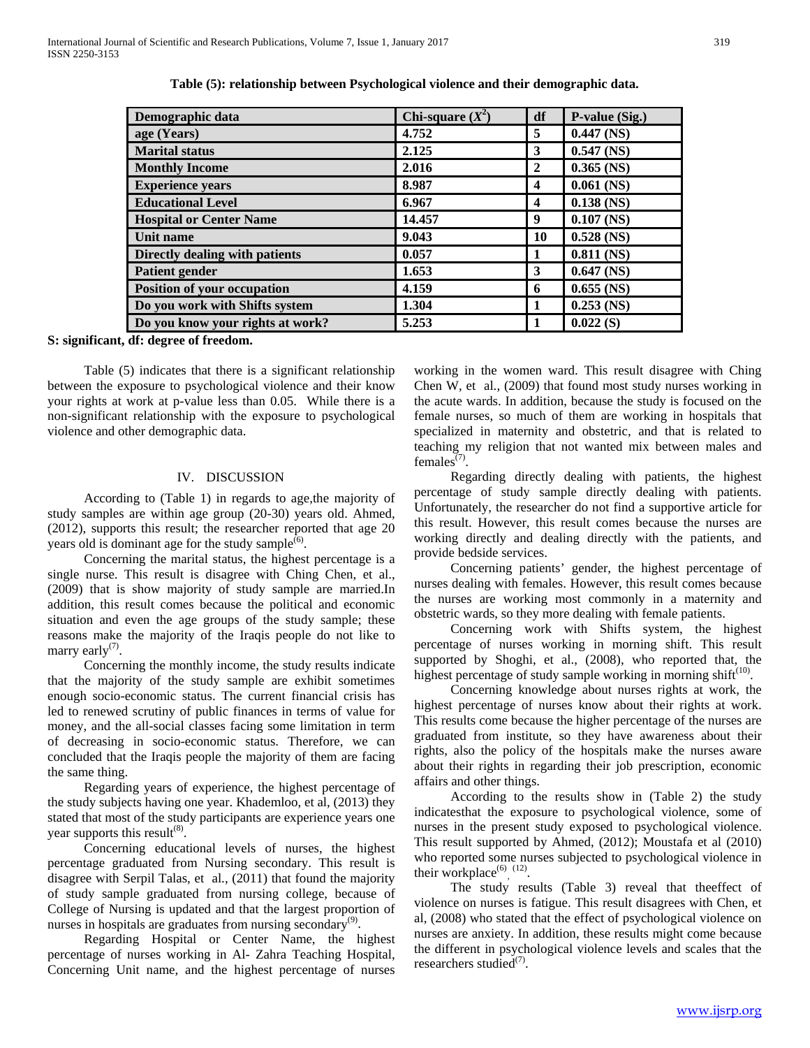**Table (5): relationship between Psychological violence and their demographic data.**

| Demographic data | Chi-square ($X^2$) | df | P-value (Sig.) |
|---|---|---|---|
| age (Years) | 4.752 | 5 | 0.447 (NS) |
| Marital status | 2.125 | 3 | 0.547 (NS) |
| Monthly Income | 2.016 | 2 | 0.365 (NS) |
| Experience years | 8.987 | 4 | 0.061 (NS) |
| Educational Level | 6.967 | 4 | 0.138 (NS) |
| Hospital or Center Name | 14.457 | 9 | 0.107 (NS) |
| Unit name | 9.043 | 10 | 0.528 (NS) |
| Directly dealing with patients | 0.057 | 1 | 0.811 (NS) |
| Patient gender | 1.653 | 3 | 0.647 (NS) |
| Position of your occupation | 4.159 | 6 | 0.655 (NS) |
| Do you work with Shifts system | 1.304 | 1 | 0.253 (NS) |
| Do you know your rights at work? | 5.253 | 1 | 0.022 (S) |

**S: significant, df: degree of freedom.**

Table (5) indicates that there is a significant relationship between the exposure to psychological violence and their know your rights at work at p-value less than 0.05. While there is a non-significant relationship with the exposure to psychological violence and other demographic data.

## IV. DISCUSSION

According to (Table 1) in regards to age,the majority of study samples are within age group (20-30) years old. Ahmed, (2012), supports this result; the researcher reported that age 20 years old is dominant age for the study sample[6].

Concerning the marital status, the highest percentage is a single nurse. This result is disagree with Ching Chen, et al., (2009) that is show majority of study sample are married.In addition, this result comes because the political and economic situation and even the age groups of the study sample; these reasons make the majority of the Iraqis people do not like to marry early[7].

Concerning the monthly income, the study results indicate that the majority of the study sample are exhibit sometimes enough socio-economic status. The current financial crisis has led to renewed scrutiny of public finances in terms of value for money, and the all-social classes facing some limitation in term of decreasing in socio-economic status. Therefore, we can concluded that the Iraqis people the majority of them are facing the same thing.

Regarding years of experience, the highest percentage of the study subjects having one year. Khademloo, et al, (2013) they stated that most of the study participants are experience years one year supports this result[8].

Concerning educational levels of nurses, the highest percentage graduated from Nursing secondary. This result is disagree with Serpil Talas, et al., (2011) that found the majority of study sample graduated from nursing college, because of College of Nursing is updated and that the largest proportion of nurses in hospitals are graduates from nursing secondary[9].

Regarding Hospital or Center Name, the highest percentage of nurses working in Al- Zahra Teaching Hospital, Concerning Unit name, and the highest percentage of nurses working in the women ward. This result disagree with Ching Chen W, et al., (2009) that found most study nurses working in the acute wards. In addition, because the study is focused on the female nurses, so much of them are working in hospitals that specialized in maternity and obstetric, and that is related to teaching my religion that not wanted mix between males and females[7].

Regarding directly dealing with patients, the highest percentage of study sample directly dealing with patients. Unfortunately, the researcher do not find a supportive article for this result. However, this result comes because the nurses are working directly and dealing directly with the patients, and provide bedside services.

Concerning patients' gender, the highest percentage of nurses dealing with females. However, this result comes because the nurses are working most commonly in a maternity and obstetric wards, so they more dealing with female patients.

Concerning work with Shifts system, the highest percentage of nurses working in morning shift. This result supported by Shoghi, et al., (2008), who reported that, the highest percentage of study sample working in morning shift[10].

Concerning knowledge about nurses rights at work, the highest percentage of nurses know about their rights at work. This results come because the higher percentage of the nurses are graduated from institute, so they have awareness about their rights, also the policy of the hospitals make the nurses aware about their rights in regarding their job prescription, economic affairs and other things.

According to the results show in (Table 2) the study indicatesthat the exposure to psychological violence, some of nurses in the present study exposed to psychological violence. This result supported by Ahmed, (2012); Moustafa et al (2010) who reported some nurses subjected to psychological violence in their workplace[6], [12].

The study results (Table 3) reveal that theeffect of violence on nurses is fatigue. This result disagrees with Chen, et al, (2008) who stated that the effect of psychological violence on nurses are anxiety. In addition, these results might come because the different in psychological violence levels and scales that the researchers studied[7].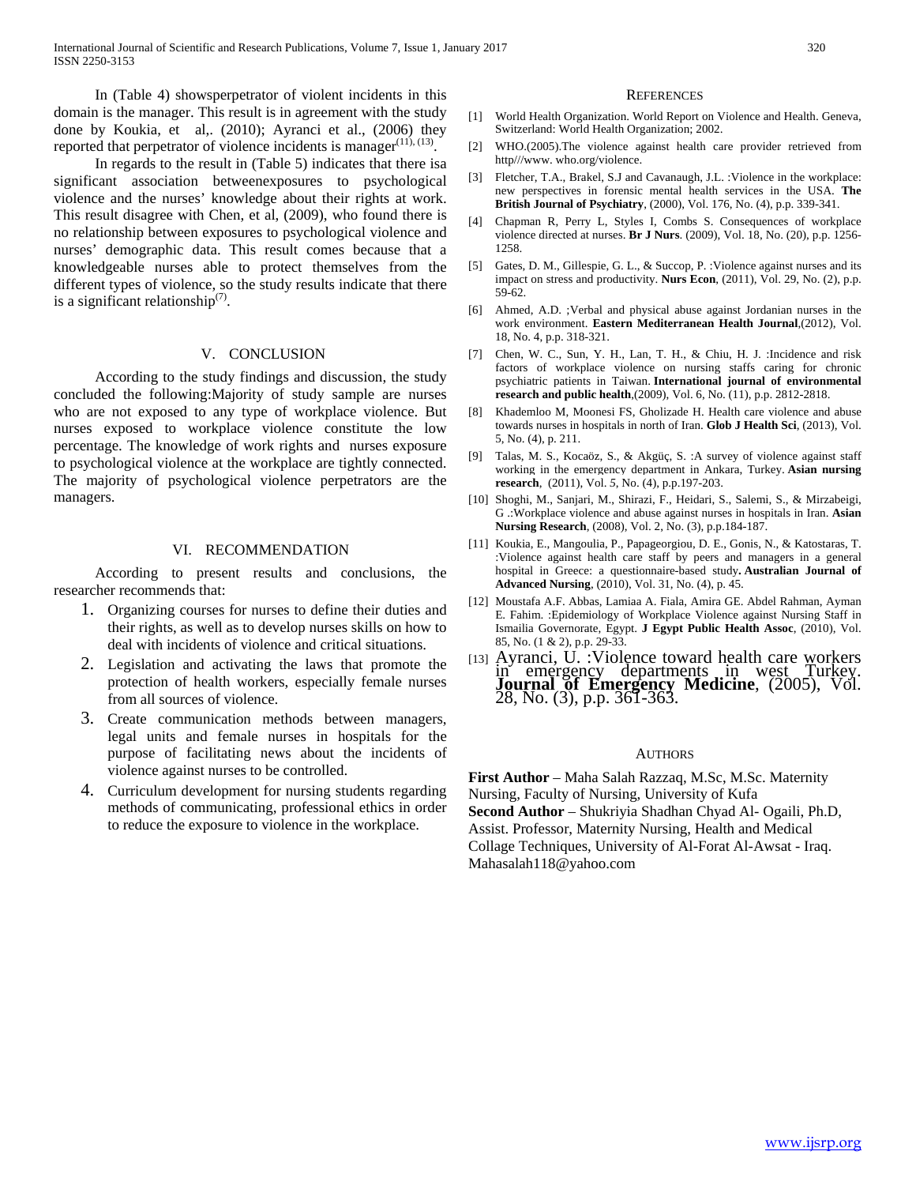In (Table 4) showsperpetrator of violent incidents in this domain is the manager. This result is in agreement with the study done by Koukia, et al,. (2010); Ayranci et al., (2006) they reported that perpetrator of violence incidents is manager[(11), (13)].

In regards to the result in (Table 5) indicates that there isa significant association betweenexposures to psychological violence and the nurses' knowledge about their rights at work. This result disagree with Chen, et al, (2009), who found there is no relationship between exposures to psychological violence and nurses' demographic data. This result comes because that a knowledgeable nurses able to protect themselves from the different types of violence, so the study results indicate that there is a significant relationship[(7)].

## V. CONCLUSION

According to the study findings and discussion, the study concluded the following:Majority of study sample are nurses who are not exposed to any type of workplace violence. But nurses exposed to workplace violence constitute the low percentage. The knowledge of work rights and nurses exposure to psychological violence at the workplace are tightly connected. The majority of psychological violence perpetrators are the managers.

## VI. RECOMMENDATION

According to present results and conclusions, the researcher recommends that:

1. Organizing courses for nurses to define their duties and their rights, as well as to develop nurses skills on how to deal with incidents of violence and critical situations.
2. Legislation and activating the laws that promote the protection of health workers, especially female nurses from all sources of violence.
3. Create communication methods between managers, legal units and female nurses in hospitals for the purpose of facilitating news about the incidents of violence against nurses to be controlled.
4. Curriculum development for nursing students regarding methods of communicating, professional ethics in order to reduce the exposure to violence in the workplace.

## REFERENCES

[1] World Health Organization. World Report on Violence and Health. Geneva, Switzerland: World Health Organization; 2002.

[2] WHO.(2005).The violence against health care provider retrieved from http///www. who.org/violence.

[3] Fletcher, T.A., Brakel, S.J and Cavanaugh, J.L. :Violence in the workplace: new perspectives in forensic mental health services in the USA. **The British Journal of Psychiatry**, (2000), Vol. 176, No. (4), p.p. 339-341.

[4] Chapman R, Perry L, Styles I, Combs S. Consequences of workplace violence directed at nurses. **Br J Nurs**. (2009), Vol. 18, No. (20), p.p. 1256-1258.

[5] Gates, D. M., Gillespie, G. L., & Succop, P. :Violence against nurses and its impact on stress and productivity. **Nurs Econ**, (2011), Vol. 29, No. (2), p.p. 59-62.

[6] Ahmed, A.D. ;Verbal and physical abuse against Jordanian nurses in the work environment. **Eastern Mediterranean Health Journal**,(2012), Vol. 18, No. 4, p.p. 318-321.

[7] Chen, W. C., Sun, Y. H., Lan, T. H., & Chiu, H. J. :Incidence and risk factors of workplace violence on nursing staffs caring for chronic psychiatric patients in Taiwan. **International journal of environmental research and public health**,(2009), Vol. 6, No. (11), p.p. 2812-2818.

[8] Khademloo M, Moonesi FS, Gholizade H. Health care violence and abuse towards nurses in hospitals in north of Iran. **Glob J Health Sci**, (2013), Vol. 5, No. (4), p. 211.

[9] Talas, M. S., Kocaöz, S., & Akgüç, S. :A survey of violence against staff working in the emergency department in Ankara, Turkey. **Asian nursing research**, (2011), Vol. *5*, No. (4), p.p.197-203.

[10] Shoghi, M., Sanjari, M., Shirazi, F., Heidari, S., Salemi, S., & Mirzabeigi, G .:Workplace violence and abuse against nurses in hospitals in Iran. **Asian Nursing Research**, (2008), Vol. 2, No. (3), p.p.184-187.

[11] Koukia, E., Mangoulia, P., Papageorgiou, D. E., Gonis, N., & Katostaras, T. :Violence against health care staff by peers and managers in a general hospital in Greece: a questionnaire-based study**. Australian Journal of Advanced Nursing**, (2010), Vol. 31, No. (4), p. 45.

[12] Moustafa A.F. Abbas, Lamiaa A. Fiala, Amira GE. Abdel Rahman, Ayman E. Fahim. :Epidemiology of Workplace Violence against Nursing Staff in Ismailia Governorate, Egypt. **J Egypt Public Health Assoc**, (2010), Vol. 85, No. (1 & 2), p.p. 29-33.

[13] Ayranci, U. :Violence toward health care workers in emergency departments in west Turkey. **Journal of Emergency Medicine**, (2005), Vol. 28, No. (3), p.p. 361-363.

## AUTHORS

**First Author** – Maha Salah Razzaq, M.Sc, M.Sc. Maternity Nursing, Faculty of Nursing, University of Kufa

**Second Author** – Shukriyia Shadhan Chyad Al- Ogaili, Ph.D, Assist. Professor, Maternity Nursing, Health and Medical Collage Techniques, University of Al-Forat Al-Awsat - Iraq. Mahasalah118@yahoo.com